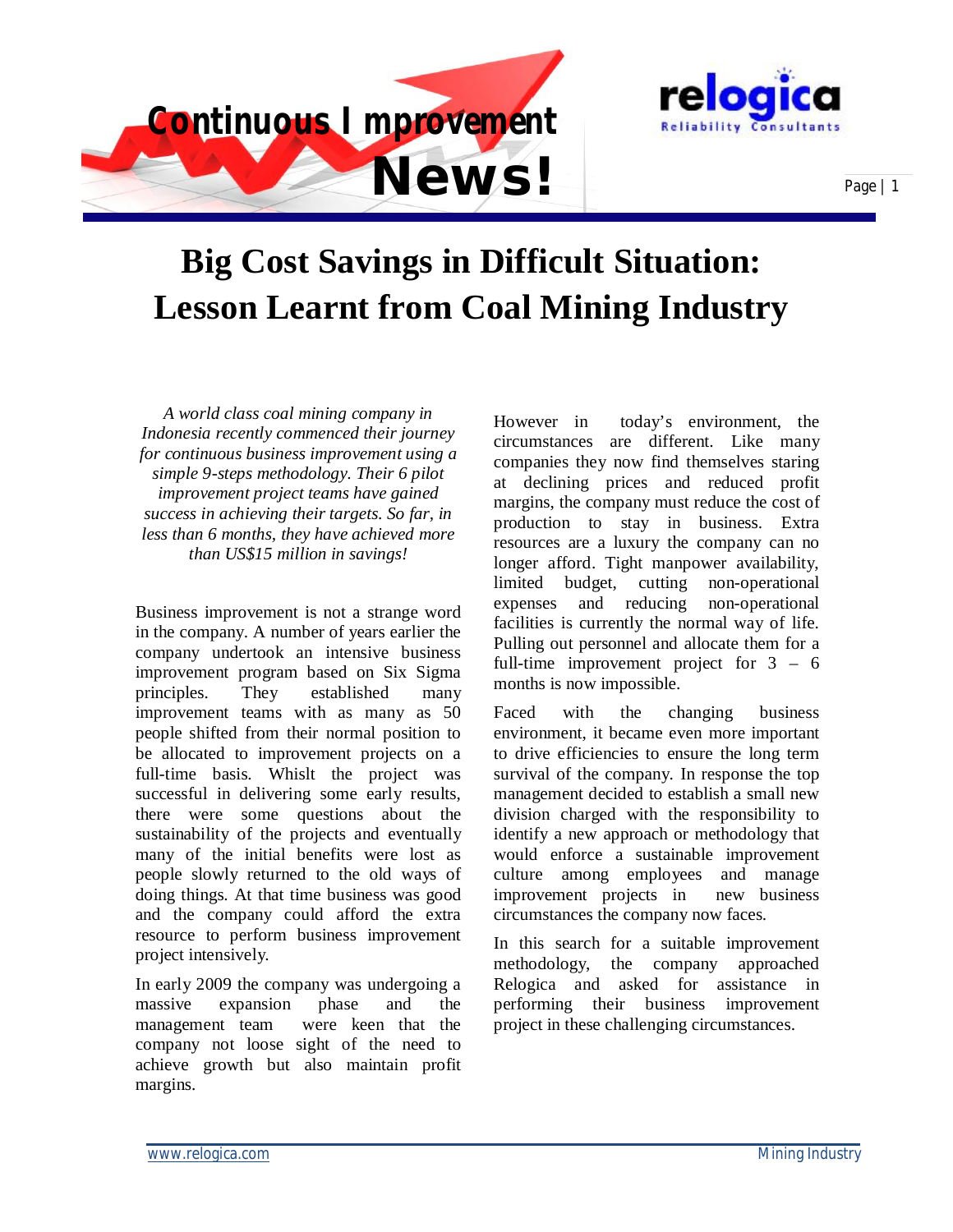# Big Cost Savings in Difficult Situation: Lesson Learnt from Coal Mining Industry

*A world class coal mining company in Indonesia recently commenced their journey for continuous business improvement using a simple 9-steps methodology. Their 6 pilot improvement project teams have gained success in achieving their targets. So far, in less than 6 months, they have achieved more than US$15 million in savings!*

Business improvement is not a strange word in the company. A number of years earlier the company undertook an intensive business improvement program based on Six Sigma principles. They established many improvement teams with as many as 50 people shifted from their normal position to be allocated to improvement projects on a full-time basis. Whislt the project was successful in delivering some early results, there were some questions about the sustainability of the projects and eventually many of the initial benefits were lost as people slowly returned to the old ways of doing things. At that time business was good and the company could afford the extra resource to perform business improvement project intensively.

In early 2009 the company was undergoing a massive expansion phase and the management team were keen that the company not loose sight of the need to achieve growth but also maintain profit margins.

However in today's environment, the circumstances are different. Like many companies they now find themselves staring at declining prices and reduced profit margins, the company must reduce the cost of production to stay in business. Extra resources are a luxury the company can no longer afford. Tight manpower availability, limited budget, cutting non-operational expenses and reducing non-operational facilities is currently the normal way of life. Pulling out personnel and allocate them for a full-time improvement project for 3 – 6 months is now impossible.

Faced with the changing business environment, it became even more important to drive efficiencies to ensure the long term survival of the company. In response the top management decided to establish a small new division charged with the responsibility to identify a new approach or methodology that would enforce a sustainable improvement culture among employees and manage improvement projects in new business circumstances the company now faces.

In this search for a suitable improvement methodology, the company approached Relogica and asked for assistance in performing their business improvement project in these challenging circumstances.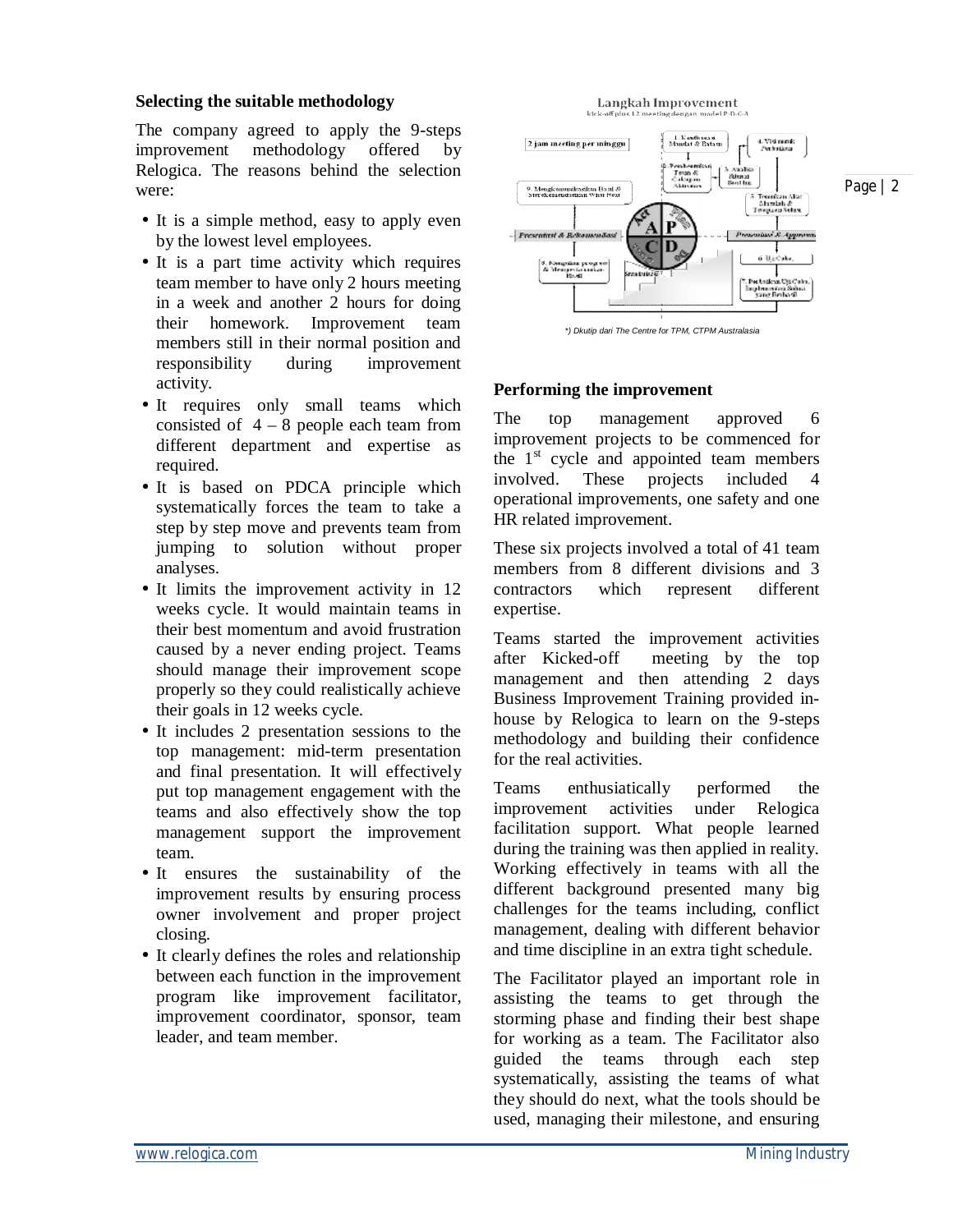### Selecting the suitable methodology

The company agreed to apply the 9-steps improvement methodology offered by Relogica. The reasons behind the selection were:

- It is a simple method, easy to apply even by the lowest level employees.
- It is a part time activity which requires team member to have only 2 hours meeting in a week and another 2 hours for doing their homework. Improvement team members still in their normal position and responsibility during improvement activity.
- It requires only small teams which consisted of 4 – 8 people each team from different department and expertise as required.
- It is based on PDCA principle which systematically forces the team to take a step by step move and prevents team from jumping to solution without proper analyses.
- It limits the improvement activity in 12 weeks cycle. It would maintain teams in their best momentum and avoid frustration caused by a never ending project. Teams should manage their improvement scope properly so they could realistically achieve their goals in 12 weeks cycle.
- It includes 2 presentation sessions to the top management: mid-term presentation and final presentation. It will effectively put top management engagement with the teams and also effectively show the top management support the improvement team.
- It ensures the sustainability of the improvement results by ensuring process owner involvement and proper project closing.
- It clearly defines the roles and relationship between each function in the improvement program like improvement facilitator, improvement coordinator, sponsor, team leader, and team member.

*) Dkutip dari The Centre for TPM, CTPM Australasia

### Performing the improvement

The top management approved 6 improvement projects to be commenced for the 1st cycle and appointed team members involved. These projects included 4 operational improvements, one safety and one HR related improvement.

These six projects involved a total of 41 team members from 8 different divisions and 3 contractors which represent different expertise.

Teams started the improvement activities after Kicked-off meeting by the top management and then attending 2 days Business Improvement Training provided in-house by Relogica to learn on the 9-steps methodology and building their confidence for the real activities.

Teams enthusiatically performed the improvement activities under Relogica facilitation support. What people learned during the training was then applied in reality. Working effectively in teams with all the different background presented many big challenges for the teams including, conflict management, dealing with different behavior and time discipline in an extra tight schedule.

The Facilitator played an important role in assisting the teams to get through the storming phase and finding their best shape for working as a team. The Facilitator also guided the teams through each step systematically, assisting the teams of what they should do next, what the tools should be used, managing their milestone, and ensuring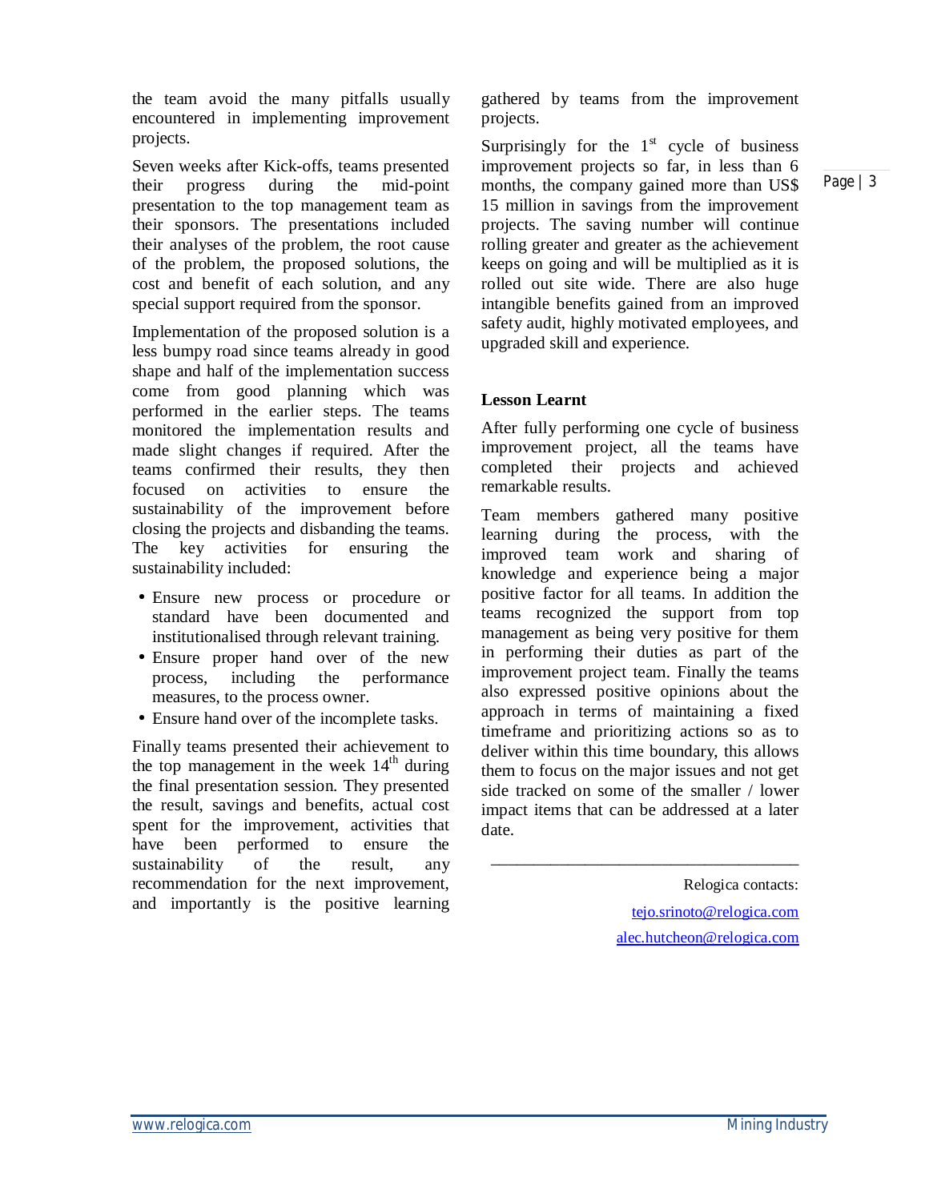the team avoid the many pitfalls usually encountered in implementing improvement projects.

Seven weeks after Kick-offs, teams presented their progress during the mid-point presentation to the top management team as their sponsors. The presentations included their analyses of the problem, the root cause of the problem, the proposed solutions, the cost and benefit of each solution, and any special support required from the sponsor.

Implementation of the proposed solution is a less bumpy road since teams already in good shape and half of the implementation success come from good planning which was performed in the earlier steps. The teams monitored the implementation results and made slight changes if required. After the teams confirmed their results, they then focused on activities to ensure the sustainability of the improvement before closing the projects and disbanding the teams. The key activities for ensuring the sustainability included:

- Ensure new process or procedure or standard have been documented and institutionalised through relevant training.
- Ensure proper hand over of the new process, including the performance measures, to the process owner.
- Ensure hand over of the incomplete tasks.

Finally teams presented their achievement to the top management in the week 14th during the final presentation session. They presented the result, savings and benefits, actual cost spent for the improvement, activities that have been performed to ensure the sustainability of the result, any recommendation for the next improvement, and importantly is the positive learning gathered by teams from the improvement projects.

Surprisingly for the 1st cycle of business improvement projects so far, in less than 6 months, the company gained more than US$ 15 million in savings from the improvement projects. The saving number will continue rolling greater and greater as the achievement keeps on going and will be multiplied as it is rolled out site wide. There are also huge intangible benefits gained from an improved safety audit, highly motivated employees, and upgraded skill and experience.

## Lesson Learnt

After fully performing one cycle of business improvement project, all the teams have completed their projects and achieved remarkable results.

Team members gathered many positive learning during the process, with the improved team work and sharing of knowledge and experience being a major positive factor for all teams. In addition the teams recognized the support from top management as being very positive for them in performing their duties as part of the improvement project team. Finally the teams also expressed positive opinions about the approach in terms of maintaining a fixed timeframe and prioritizing actions so as to deliver within this time boundary, this allows them to focus on the major issues and not get side tracked on some of the smaller / lower impact items that can be addressed at a later date.

---

Relogica contacts:

tejo.srinoto@relogica.com

alec.hutcheon@relogica.com